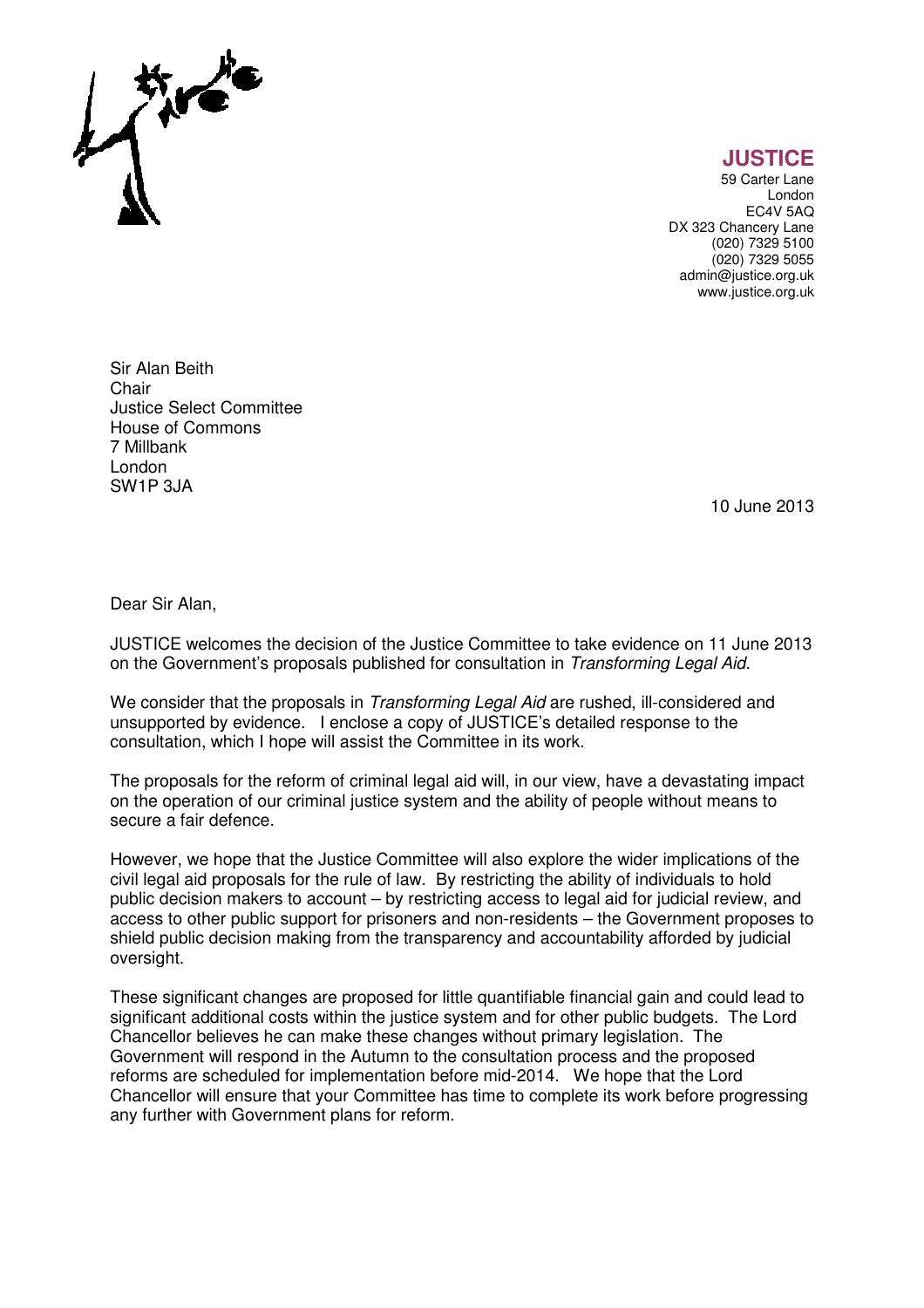**JUSTICE**
59 Carter Lane
London
EC4V 5AQ
DX 323 Chancery Lane
(020) 7329 5100
(020) 7329 5055
admin@justice.org.uk
www.justice.org.uk

Sir Alan Beith
Chair
Justice Select Committee
House of Commons
7 Millbank
London
SW1P 3JA

10 June 2013

Dear Sir Alan,

JUSTICE welcomes the decision of the Justice Committee to take evidence on 11 June 2013 on the Government's proposals published for consultation in *Transforming Legal Aid*.

We consider that the proposals in *Transforming Legal Aid* are rushed, ill-considered and unsupported by evidence. I enclose a copy of JUSTICE's detailed response to the consultation, which I hope will assist the Committee in its work.

The proposals for the reform of criminal legal aid will, in our view, have a devastating impact on the operation of our criminal justice system and the ability of people without means to secure a fair defence.

However, we hope that the Justice Committee will also explore the wider implications of the civil legal aid proposals for the rule of law. By restricting the ability of individuals to hold public decision makers to account – by restricting access to legal aid for judicial review, and access to other public support for prisoners and non-residents – the Government proposes to shield public decision making from the transparency and accountability afforded by judicial oversight.

These significant changes are proposed for little quantifiable financial gain and could lead to significant additional costs within the justice system and for other public budgets. The Lord Chancellor believes he can make these changes without primary legislation. The Government will respond in the Autumn to the consultation process and the proposed reforms are scheduled for implementation before mid-2014. We hope that the Lord Chancellor will ensure that your Committee has time to complete its work before progressing any further with Government plans for reform.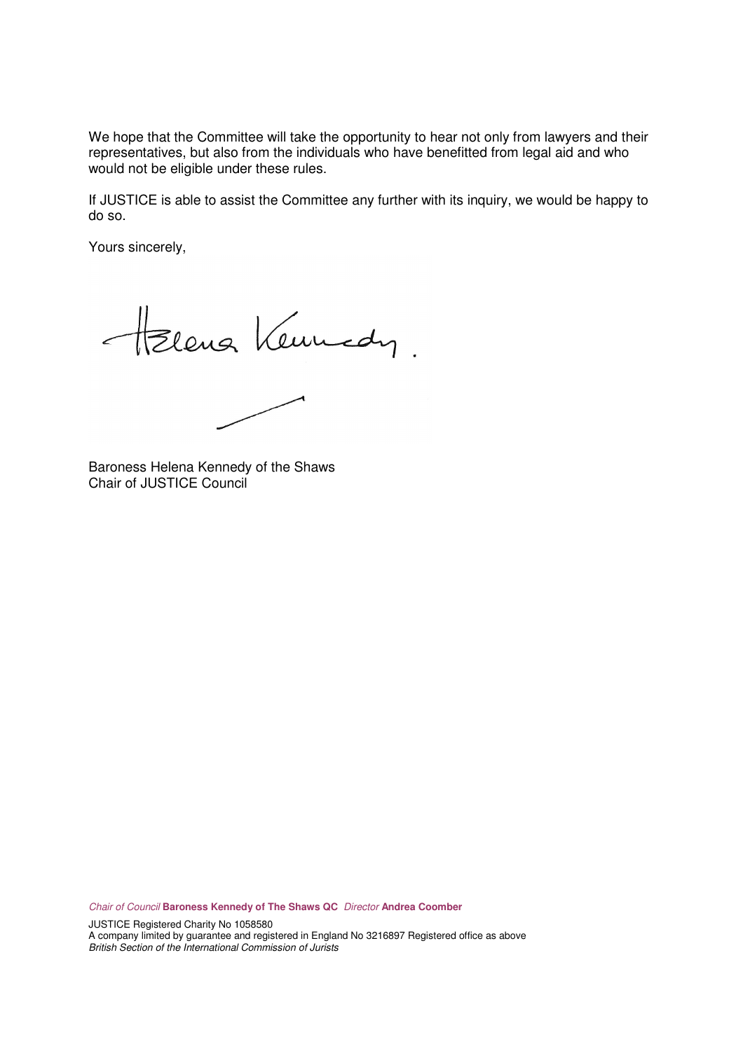We hope that the Committee will take the opportunity to hear not only from lawyers and their representatives, but also from the individuals who have benefitted from legal aid and who would not be eligible under these rules.

If JUSTICE is able to assist the Committee any further with its inquiry, we would be happy to do so.

Yours sincerely,

Helena Kennedy.

Baroness Helena Kennedy of the Shaws
Chair of JUSTICE Council

*Chair of Council* **Baroness Kennedy of The Shaws QC** *Director* **Andrea Coomber**

JUSTICE Registered Charity No 1058580
A company limited by guarantee and registered in England No 3216897 Registered office as above
*British Section of the International Commission of Jurists*